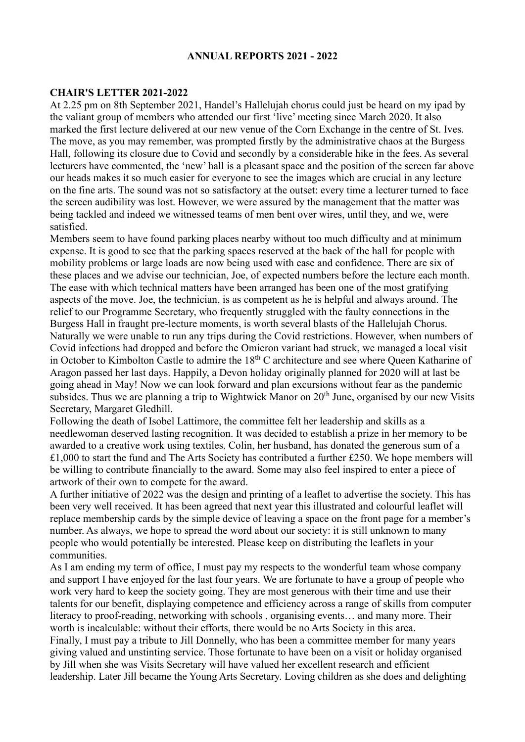# ANNUAL REPORTS 2021 - 2022

## CHAIR'S LETTER 2021-2022

At 2.25 pm on 8th September 2021, Handel's Hallelujah chorus could just be heard on my ipad by the valiant group of members who attended our first 'live' meeting since March 2020. It also marked the first lecture delivered at our new venue of the Corn Exchange in the centre of St. Ives. The move, as you may remember, was prompted firstly by the administrative chaos at the Burgess Hall, following its closure due to Covid and secondly by a considerable hike in the fees. As several lecturers have commented, the 'new' hall is a pleasant space and the position of the screen far above our heads makes it so much easier for everyone to see the images which are crucial in any lecture on the fine arts. The sound was not so satisfactory at the outset: every time a lecturer turned to face the screen audibility was lost. However, we were assured by the management that the matter was being tackled and indeed we witnessed teams of men bent over wires, until they, and we, were satisfied.

Members seem to have found parking places nearby without too much difficulty and at minimum expense. It is good to see that the parking spaces reserved at the back of the hall for people with mobility problems or large loads are now being used with ease and confidence. There are six of these places and we advise our technician, Joe, of expected numbers before the lecture each month. The ease with which technical matters have been arranged has been one of the most gratifying aspects of the move. Joe, the technician, is as competent as he is helpful and always around. The relief to our Programme Secretary, who frequently struggled with the faulty connections in the Burgess Hall in fraught pre-lecture moments, is worth several blasts of the Hallelujah Chorus.

Naturally we were unable to run any trips during the Covid restrictions. However, when numbers of Covid infections had dropped and before the Omicron variant had struck, we managed a local visit in October to Kimbolton Castle to admire the 18th C architecture and see where Queen Katharine of Aragon passed her last days. Happily, a Devon holiday originally planned for 2020 will at last be going ahead in May! Now we can look forward and plan excursions without fear as the pandemic subsides. Thus we are planning a trip to Wightwick Manor on 20th June, organised by our new Visits Secretary, Margaret Gledhill.

Following the death of Isobel Lattimore, the committee felt her leadership and skills as a needlewoman deserved lasting recognition. It was decided to establish a prize in her memory to be awarded to a creative work using textiles. Colin, her husband, has donated the generous sum of a £1,000 to start the fund and The Arts Society has contributed a further £250. We hope members will be willing to contribute financially to the award. Some may also feel inspired to enter a piece of artwork of their own to compete for the award.

A further initiative of 2022 was the design and printing of a leaflet to advertise the society. This has been very well received. It has been agreed that next year this illustrated and colourful leaflet will replace membership cards by the simple device of leaving a space on the front page for a member's number. As always, we hope to spread the word about our society: it is still unknown to many people who would potentially be interested. Please keep on distributing the leaflets in your communities.

As I am ending my term of office, I must pay my respects to the wonderful team whose company and support I have enjoyed for the last four years. We are fortunate to have a group of people who work very hard to keep the society going. They are most generous with their time and use their talents for our benefit, displaying competence and efficiency across a range of skills from computer literacy to proof-reading, networking with schools , organising events… and many more. Their worth is incalculable: without their efforts, there would be no Arts Society in this area.

Finally, I must pay a tribute to Jill Donnelly, who has been a committee member for many years giving valued and unstinting service. Those fortunate to have been on a visit or holiday organised by Jill when she was Visits Secretary will have valued her excellent research and efficient leadership. Later Jill became the Young Arts Secretary. Loving children as she does and delighting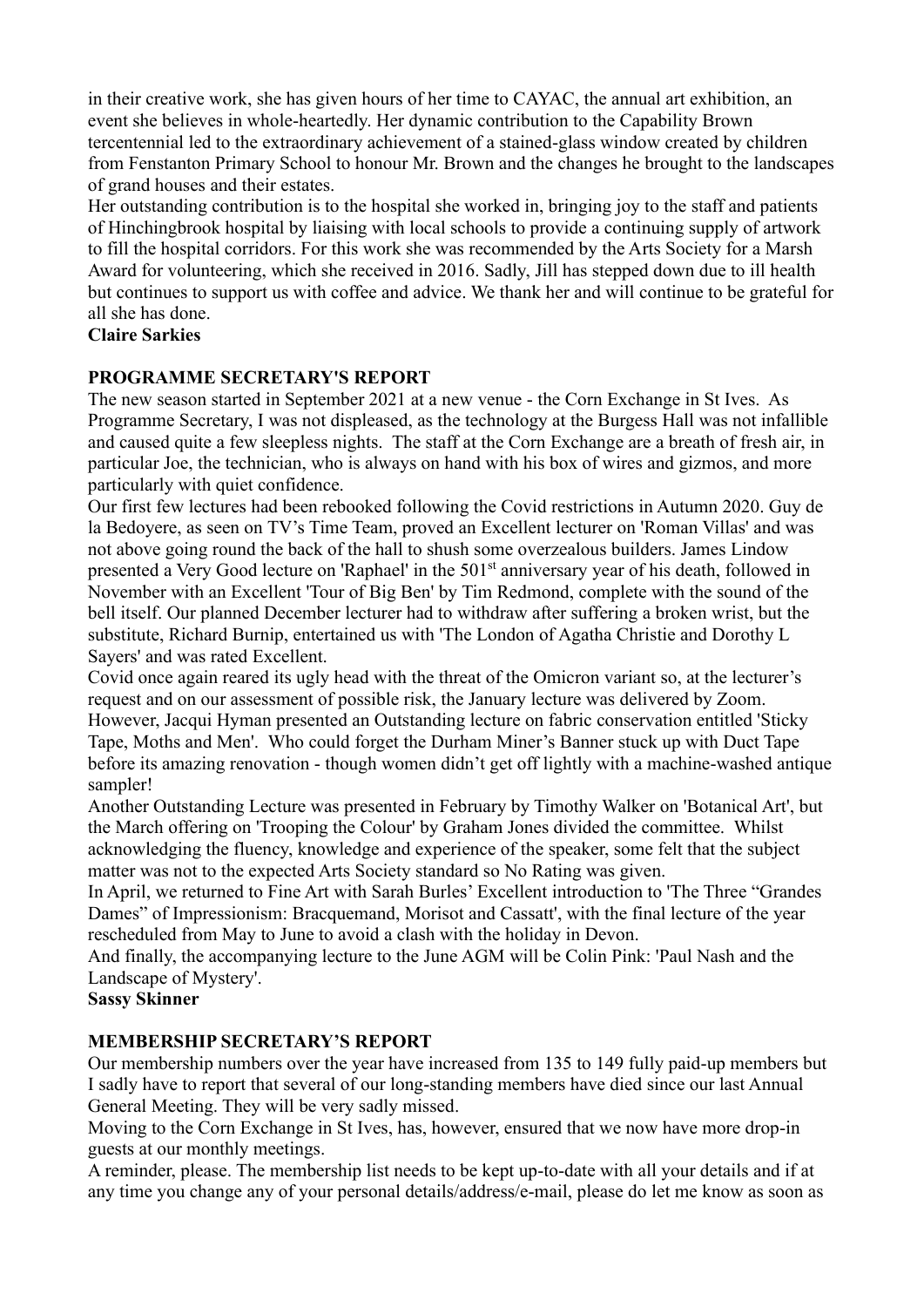in their creative work, she has given hours of her time to CAYAC, the annual art exhibition, an event she believes in whole-heartedly. Her dynamic contribution to the Capability Brown tercentennial led to the extraordinary achievement of a stained-glass window created by children from Fenstanton Primary School to honour Mr. Brown and the changes he brought to the landscapes of grand houses and their estates.

Her outstanding contribution is to the hospital she worked in, bringing joy to the staff and patients of Hinchingbrook hospital by liaising with local schools to provide a continuing supply of artwork to fill the hospital corridors. For this work she was recommended by the Arts Society for a Marsh Award for volunteering, which she received in 2016. Sadly, Jill has stepped down due to ill health but continues to support us with coffee and advice. We thank her and will continue to be grateful for all she has done.

**Claire Sarkies**

## PROGRAMME SECRETARY'S REPORT

The new season started in September 2021 at a new venue - the Corn Exchange in St Ives. As Programme Secretary, I was not displeased, as the technology at the Burgess Hall was not infallible and caused quite a few sleepless nights. The staff at the Corn Exchange are a breath of fresh air, in particular Joe, the technician, who is always on hand with his box of wires and gizmos, and more particularly with quiet confidence.

Our first few lectures had been rebooked following the Covid restrictions in Autumn 2020. Guy de la Bedoyere, as seen on TV's Time Team, proved an Excellent lecturer on 'Roman Villas' and was not above going round the back of the hall to shush some overzealous builders. James Lindow presented a Very Good lecture on 'Raphael' in the 501st anniversary year of his death, followed in November with an Excellent 'Tour of Big Ben' by Tim Redmond, complete with the sound of the bell itself. Our planned December lecturer had to withdraw after suffering a broken wrist, but the substitute, Richard Burnip, entertained us with 'The London of Agatha Christie and Dorothy L Sayers' and was rated Excellent.

Covid once again reared its ugly head with the threat of the Omicron variant so, at the lecturer's request and on our assessment of possible risk, the January lecture was delivered by Zoom. However, Jacqui Hyman presented an Outstanding lecture on fabric conservation entitled 'Sticky Tape, Moths and Men'. Who could forget the Durham Miner's Banner stuck up with Duct Tape before its amazing renovation - though women didn't get off lightly with a machine-washed antique sampler!

Another Outstanding Lecture was presented in February by Timothy Walker on 'Botanical Art', but the March offering on 'Trooping the Colour' by Graham Jones divided the committee. Whilst acknowledging the fluency, knowledge and experience of the speaker, some felt that the subject matter was not to the expected Arts Society standard so No Rating was given.

In April, we returned to Fine Art with Sarah Burles' Excellent introduction to 'The Three "Grandes Dames" of Impressionism: Bracquemand, Morisot and Cassatt', with the final lecture of the year rescheduled from May to June to avoid a clash with the holiday in Devon.

And finally, the accompanying lecture to the June AGM will be Colin Pink: 'Paul Nash and the Landscape of Mystery'.

**Sassy Skinner**

## MEMBERSHIP SECRETARY'S REPORT

Our membership numbers over the year have increased from 135 to 149 fully paid-up members but I sadly have to report that several of our long-standing members have died since our last Annual General Meeting. They will be very sadly missed.

Moving to the Corn Exchange in St Ives, has, however, ensured that we now have more drop-in guests at our monthly meetings.

A reminder, please. The membership list needs to be kept up-to-date with all your details and if at any time you change any of your personal details/address/e-mail, please do let me know as soon as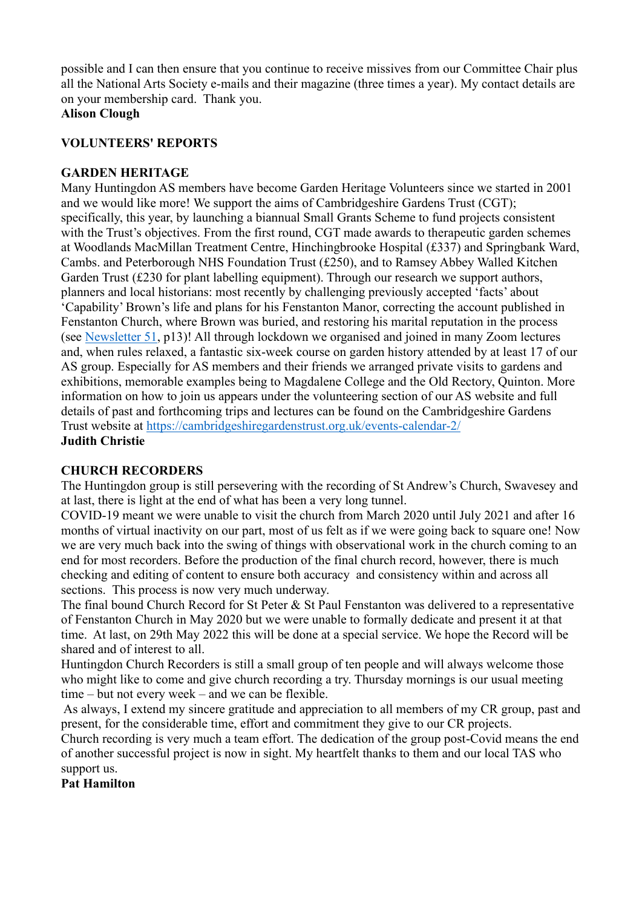possible and I can then ensure that you continue to receive missives from our Committee Chair plus all the National Arts Society e-mails and their magazine (three times a year). My contact details are on your membership card. Thank you.

**Alison Clough**

## VOLUNTEERS' REPORTS

### GARDEN HERITAGE

Many Huntingdon AS members have become Garden Heritage Volunteers since we started in 2001 and we would like more! We support the aims of Cambridgeshire Gardens Trust (CGT); specifically, this year, by launching a biannual Small Grants Scheme to fund projects consistent with the Trust's objectives. From the first round, CGT made awards to therapeutic garden schemes at Woodlands MacMillan Treatment Centre, Hinchingbrooke Hospital (£337) and Springbank Ward, Cambs. and Peterborough NHS Foundation Trust (£250), and to Ramsey Abbey Walled Kitchen Garden Trust (£230 for plant labelling equipment). Through our research we support authors, planners and local historians: most recently by challenging previously accepted 'facts' about 'Capability' Brown's life and plans for his Fenstanton Manor, correcting the account published in Fenstanton Church, where Brown was buried, and restoring his marital reputation in the process (see Newsletter 51, p13)! All through lockdown we organised and joined in many Zoom lectures and, when rules relaxed, a fantastic six-week course on garden history attended by at least 17 of our AS group. Especially for AS members and their friends we arranged private visits to gardens and exhibitions, memorable examples being to Magdalene College and the Old Rectory, Quinton. More information on how to join us appears under the volunteering section of our AS website and full details of past and forthcoming trips and lectures can be found on the Cambridgeshire Gardens Trust website at https://cambridgeshiregardenstrust.org.uk/events-calendar-2/

**Judith Christie**

### CHURCH RECORDERS

The Huntingdon group is still persevering with the recording of St Andrew's Church, Swavesey and at last, there is light at the end of what has been a very long tunnel.

COVID-19 meant we were unable to visit the church from March 2020 until July 2021 and after 16 months of virtual inactivity on our part, most of us felt as if we were going back to square one! Now we are very much back into the swing of things with observational work in the church coming to an end for most recorders. Before the production of the final church record, however, there is much checking and editing of content to ensure both accuracy and consistency within and across all sections. This process is now very much underway.

The final bound Church Record for St Peter & St Paul Fenstanton was delivered to a representative of Fenstanton Church in May 2020 but we were unable to formally dedicate and present it at that time. At last, on 29th May 2022 this will be done at a special service. We hope the Record will be shared and of interest to all.

Huntingdon Church Recorders is still a small group of ten people and will always welcome those who might like to come and give church recording a try. Thursday mornings is our usual meeting time – but not every week – and we can be flexible.

As always, I extend my sincere gratitude and appreciation to all members of my CR group, past and present, for the considerable time, effort and commitment they give to our CR projects.

Church recording is very much a team effort. The dedication of the group post-Covid means the end of another successful project is now in sight. My heartfelt thanks to them and our local TAS who support us.

**Pat Hamilton**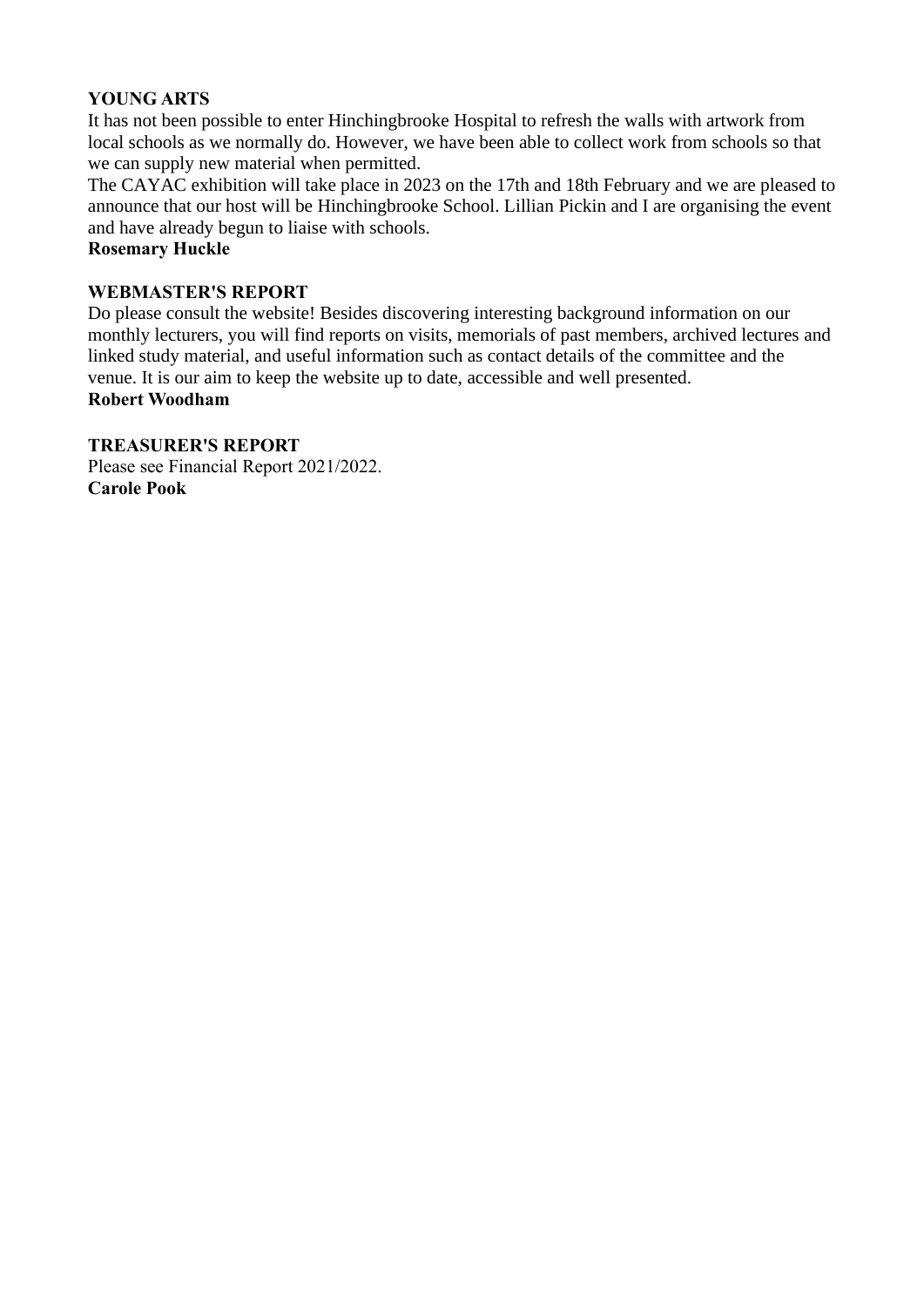## YOUNG ARTS

It has not been possible to enter Hinchingbrooke Hospital to refresh the walls with artwork from local schools as we normally do. However, we have been able to collect work from schools so that we can supply new material when permitted.

The CAYAC exhibition will take place in 2023 on the 17th and 18th February and we are pleased to announce that our host will be Hinchingbrooke School. Lillian Pickin and I are organising the event and have already begun to liaise with schools.

**Rosemary Huckle**

## WEBMASTER'S REPORT

Do please consult the website! Besides discovering interesting background information on our monthly lecturers, you will find reports on visits, memorials of past members, archived lectures and linked study material, and useful information such as contact details of the committee and the venue. It is our aim to keep the website up to date, accessible and well presented.

**Robert Woodham**

## TREASURER'S REPORT

Please see Financial Report 2021/2022.

**Carole Pook**